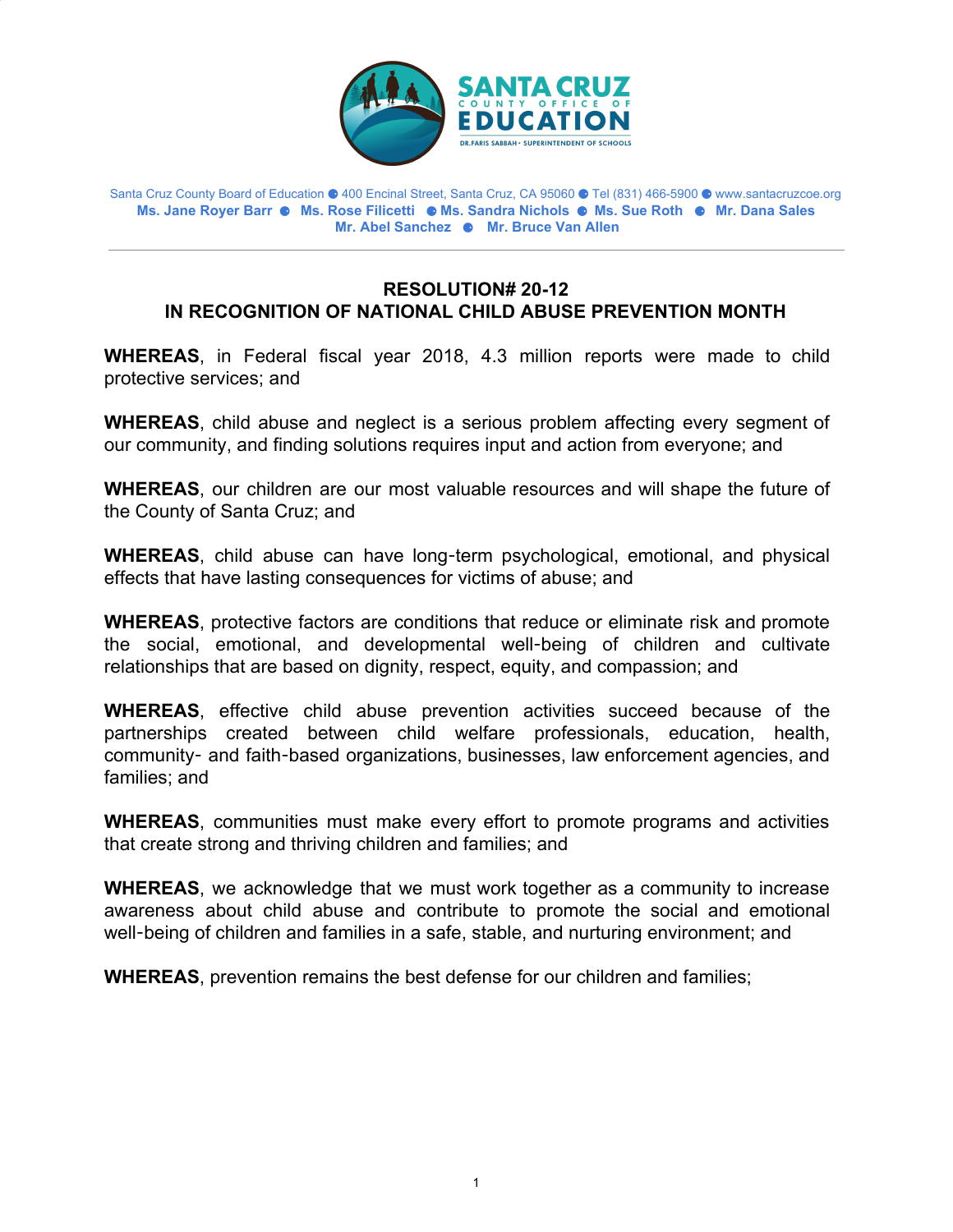SANTA CRUZ COUNTY OFFICE OF EDUCATION

DR.FARIS SABBAH • SUPERINTENDENT OF SCHOOLS

Santa Cruz County Board of Education ● 400 Encinal Street, Santa Cruz, CA 95060 ● Tel (831) 466-5900 ● www.santacruzcoe.org

**Ms. Jane Royer Barr ● Ms. Rose Filicetti ● Ms. Sandra Nichols ● Ms. Sue Roth ● Mr. Dana Sales**
**Mr. Abel Sanchez ● Mr. Bruce Van Allen**

---

## RESOLUTION# 20-12
## IN RECOGNITION OF NATIONAL CHILD ABUSE PREVENTION MONTH

**WHEREAS**, in Federal fiscal year 2018, 4.3 million reports were made to child protective services; and

**WHEREAS**, child abuse and neglect is a serious problem affecting every segment of our community, and finding solutions requires input and action from everyone; and

**WHEREAS**, our children are our most valuable resources and will shape the future of the County of Santa Cruz; and

**WHEREAS**, child abuse can have long-term psychological, emotional, and physical effects that have lasting consequences for victims of abuse; and

**WHEREAS**, protective factors are conditions that reduce or eliminate risk and promote the social, emotional, and developmental well-being of children and cultivate relationships that are based on dignity, respect, equity, and compassion; and

**WHEREAS**, effective child abuse prevention activities succeed because of the partnerships created between child welfare professionals, education, health, community- and faith-based organizations, businesses, law enforcement agencies, and families; and

**WHEREAS**, communities must make every effort to promote programs and activities that create strong and thriving children and families; and

**WHEREAS**, we acknowledge that we must work together as a community to increase awareness about child abuse and contribute to promote the social and emotional well-being of children and families in a safe, stable, and nurturing environment; and

**WHEREAS**, prevention remains the best defense for our children and families;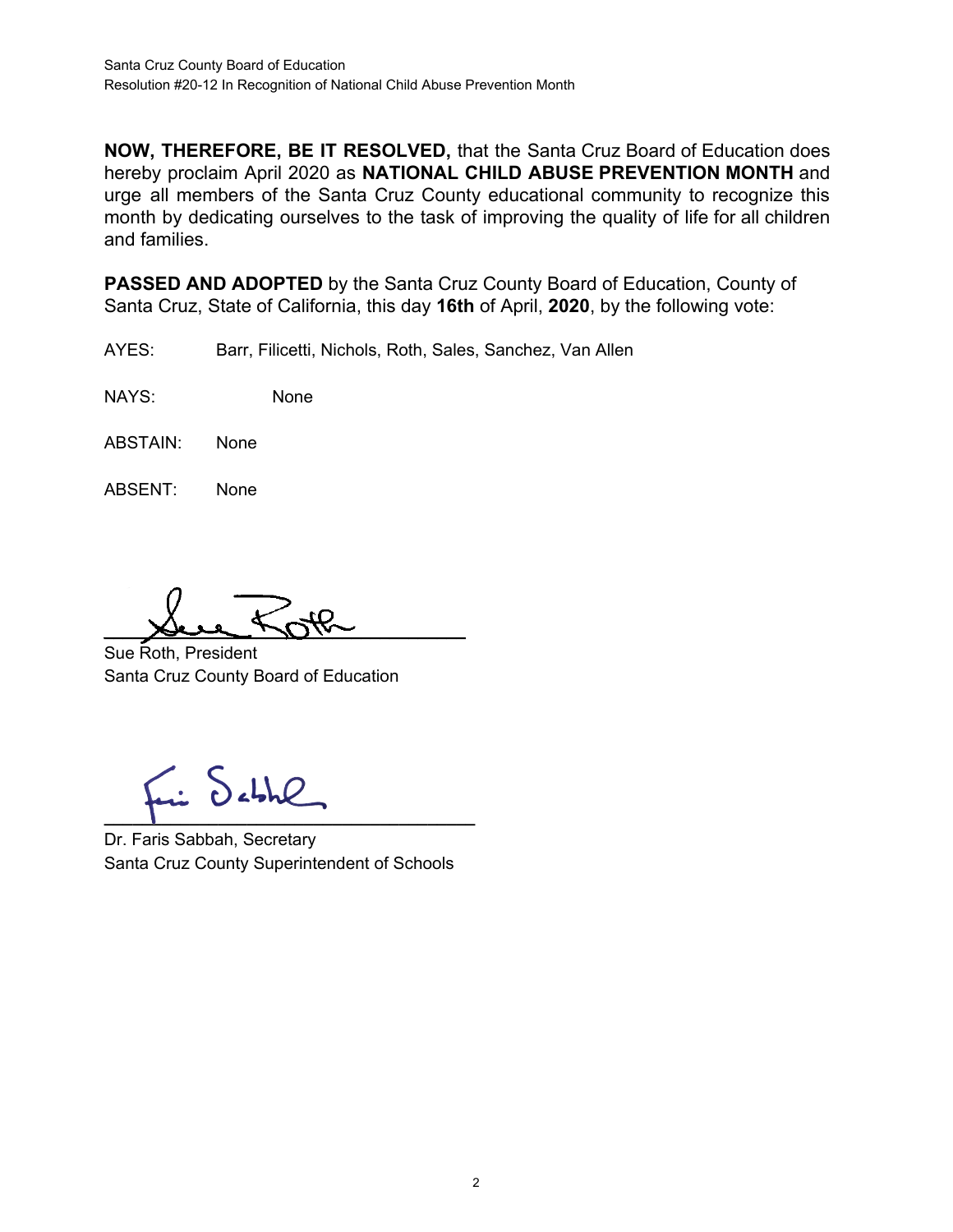**NOW, THEREFORE, BE IT RESOLVED,** that the Santa Cruz Board of Education does hereby proclaim April 2020 as **NATIONAL CHILD ABUSE PREVENTION MONTH** and urge all members of the Santa Cruz County educational community to recognize this month by dedicating ourselves to the task of improving the quality of life for all children and families.

**PASSED AND ADOPTED** by the Santa Cruz County Board of Education, County of Santa Cruz, State of California, this day **16th** of April, **2020**, by the following vote:

AYES: Barr, Filicetti, Nichols, Roth, Sales, Sanchez, Van Allen

NAYS: None

ABSTAIN: None

ABSENT: None

\_\_\_\_\_\_\_\_\_\_\_\_\_\_\_\_\_\_\_\_\_\_\_\_\_\_\_\_\_\_\_\_\_\_\_\_

Sue Roth, President
Santa Cruz County Board of Education

\_\_\_\_\_\_\_\_\_\_\_\_\_\_\_\_\_\_\_\_\_\_\_\_\_\_\_\_\_\_\_\_\_\_\_\_

Dr. Faris Sabbah, Secretary
Santa Cruz County Superintendent of Schools